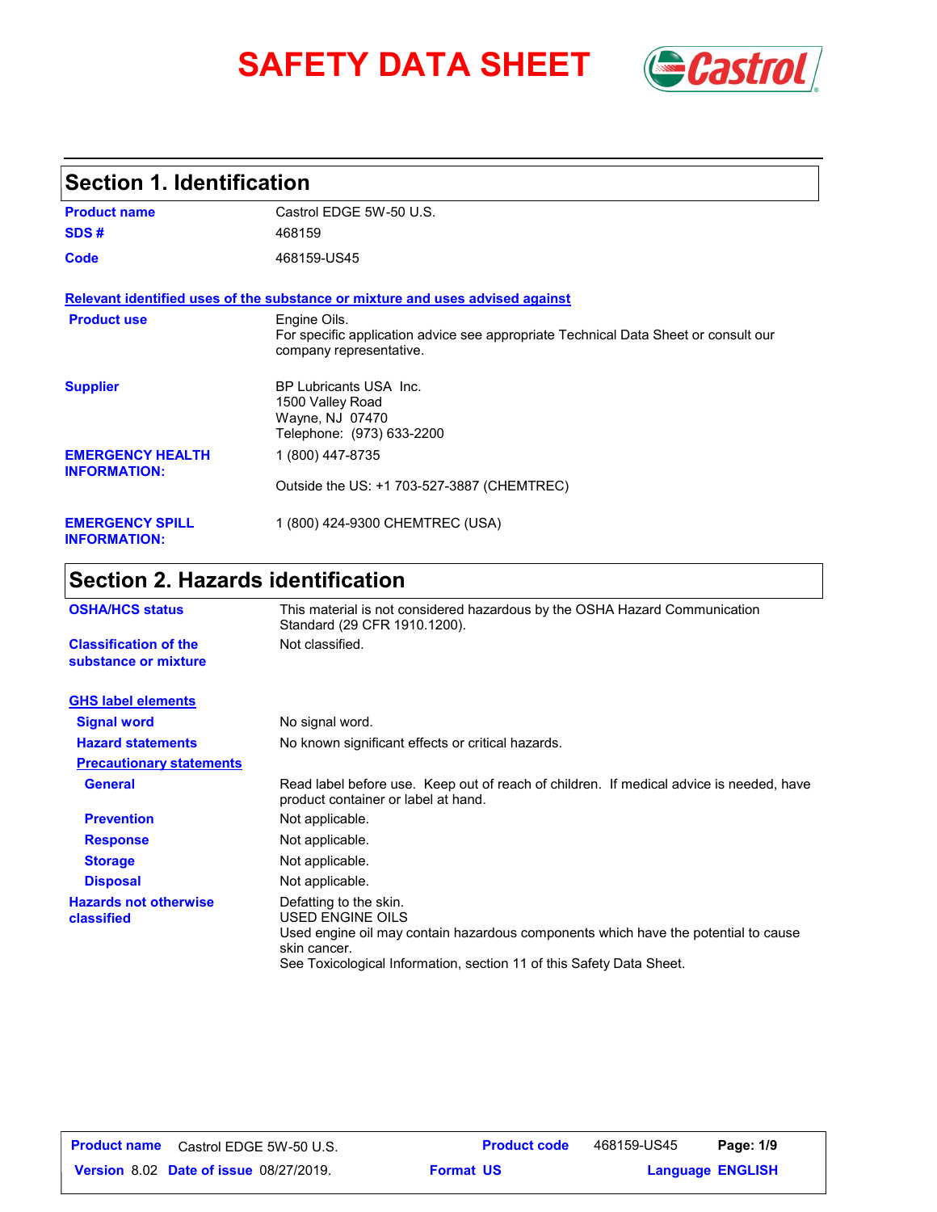# SAFETY DATA SHEET

## Section 1. Identification

| | |
|---|---|
| **Product name** | Castrol EDGE 5W-50 U.S. |
| **SDS #** | 468159 |
| **Code** | 468159-US45 |

**Relevant identified uses of the substance or mixture and uses advised against**

| | |
|---|---|
| **Product use** | Engine Oils.<br>For specific application advice see appropriate Technical Data Sheet or consult our company representative. |
| **Supplier** | BP Lubricants USA Inc.<br>1500 Valley Road<br>Wayne, NJ 07470<br>Telephone: (973) 633-2200 |
| **EMERGENCY HEALTH INFORMATION:** | 1 (800) 447-8735<br>Outside the US: +1 703-527-3887 (CHEMTREC) |
| **EMERGENCY SPILL INFORMATION:** | 1 (800) 424-9300 CHEMTREC (USA) |

## Section 2. Hazards identification

| | |
|---|---|
| **OSHA/HCS status** | This material is not considered hazardous by the OSHA Hazard Communication Standard (29 CFR 1910.1200). |
| **Classification of the substance or mixture** | Not classified. |

**GHS label elements**

| | |
|---|---|
| **Signal word** | No signal word. |
| **Hazard statements** | No known significant effects or critical hazards. |

**Precautionary statements**

| | |
|---|---|
| **General** | Read label before use. Keep out of reach of children. If medical advice is needed, have product container or label at hand. |
| **Prevention** | Not applicable. |
| **Response** | Not applicable. |
| **Storage** | Not applicable. |
| **Disposal** | Not applicable. |
| **Hazards not otherwise classified** | Defatting to the skin.<br>USED ENGINE OILS<br>Used engine oil may contain hazardous components which have the potential to cause skin cancer.<br>See Toxicological Information, section 11 of this Safety Data Sheet. |

| | | | |
|---|---|---|---|
| **Product name** Castrol EDGE 5W-50 U.S. | **Product code** 468159-US45 | | |
| **Version** 8.02 **Date of issue** 08/27/2019. | **Format** US | **Language** ENGLISH | |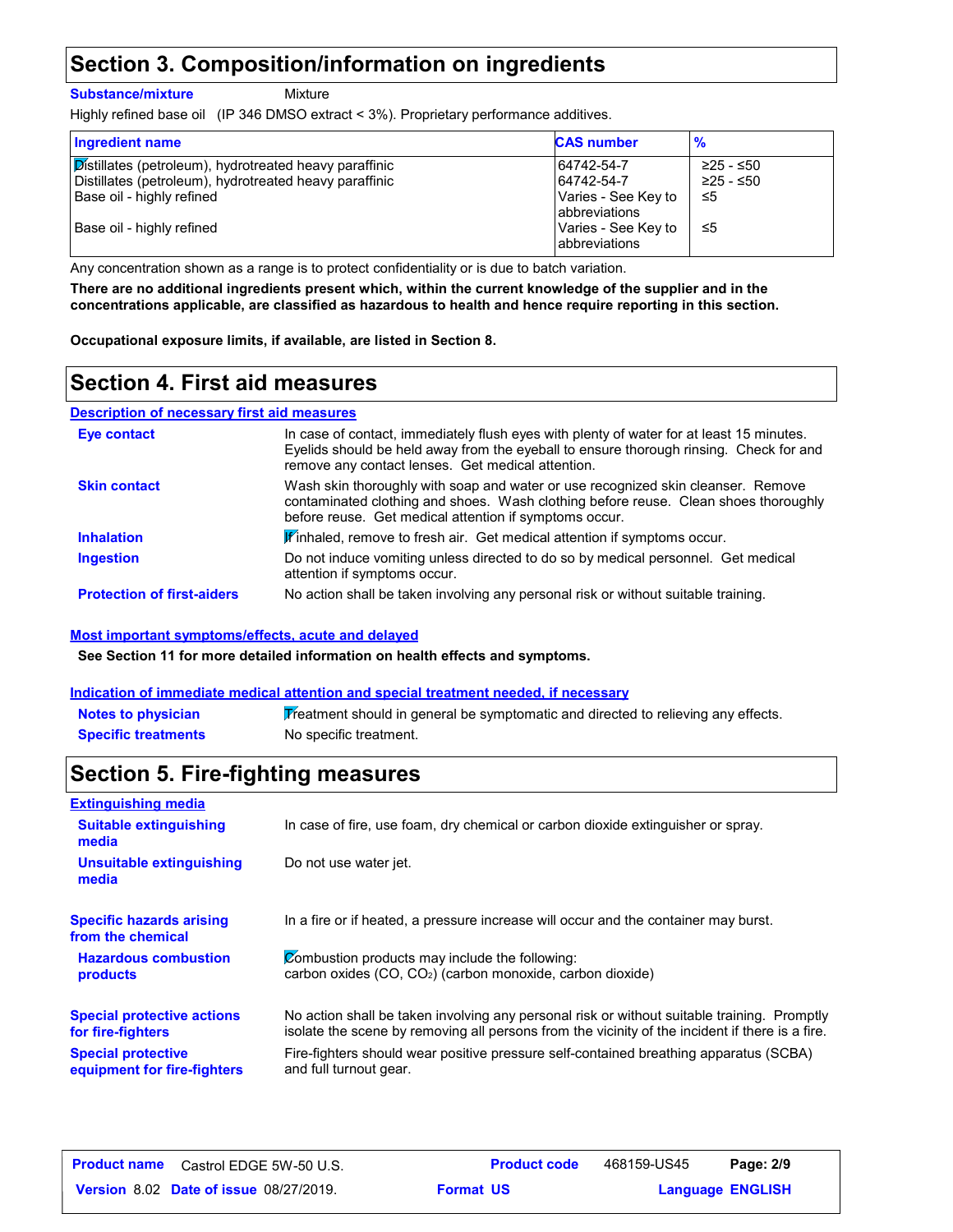## Section 3. Composition/information on ingredients

**Substance/mixture** Mixture

Highly refined base oil (IP 346 DMSO extract < 3%). Proprietary performance additives.

| Ingredient name | CAS number | % |
|---|---|---|
| Distillates (petroleum), hydrotreated heavy paraffinic | 64742-54-7 | ≥25 - ≤50 |
| Distillates (petroleum), hydrotreated heavy paraffinic | 64742-54-7 | ≥25 - ≤50 |
| Base oil - highly refined | Varies - See Key to abbreviations | ≤5 |
| Base oil - highly refined | Varies - See Key to abbreviations | ≤5 |

Any concentration shown as a range is to protect confidentiality or is due to batch variation.

**There are no additional ingredients present which, within the current knowledge of the supplier and in the concentrations applicable, are classified as hazardous to health and hence require reporting in this section.**

**Occupational exposure limits, if available, are listed in Section 8.**

## Section 4. First aid measures

### Description of necessary first aid measures

**Eye contact**: In case of contact, immediately flush eyes with plenty of water for at least 15 minutes. Eyelids should be held away from the eyeball to ensure thorough rinsing. Check for and remove any contact lenses. Get medical attention.

**Skin contact**: Wash skin thoroughly with soap and water or use recognized skin cleanser. Remove contaminated clothing and shoes. Wash clothing before reuse. Clean shoes thoroughly before reuse. Get medical attention if symptoms occur.

**Inhalation**: If inhaled, remove to fresh air. Get medical attention if symptoms occur.

**Ingestion**: Do not induce vomiting unless directed to do so by medical personnel. Get medical attention if symptoms occur.

**Protection of first-aiders**: No action shall be taken involving any personal risk or without suitable training.

### Most important symptoms/effects, acute and delayed

**See Section 11 for more detailed information on health effects and symptoms.**

### Indication of immediate medical attention and special treatment needed, if necessary

**Notes to physician**: Treatment should in general be symptomatic and directed to relieving any effects.

**Specific treatments**: No specific treatment.

## Section 5. Fire-fighting measures

### Extinguishing media

**Suitable extinguishing media**: In case of fire, use foam, dry chemical or carbon dioxide extinguisher or spray.

**Unsuitable extinguishing media**: Do not use water jet.

**Specific hazards arising from the chemical**: In a fire or if heated, a pressure increase will occur and the container may burst.

**Hazardous combustion products**: Combustion products may include the following:
carbon oxides ($CO$, $CO_2$) (carbon monoxide, carbon dioxide)

**Special protective actions for fire-fighters**: No action shall be taken involving any personal risk or without suitable training. Promptly isolate the scene by removing all persons from the vicinity of the incident if there is a fire.

**Special protective equipment for fire-fighters**: Fire-fighters should wear positive pressure self-contained breathing apparatus (SCBA) and full turnout gear.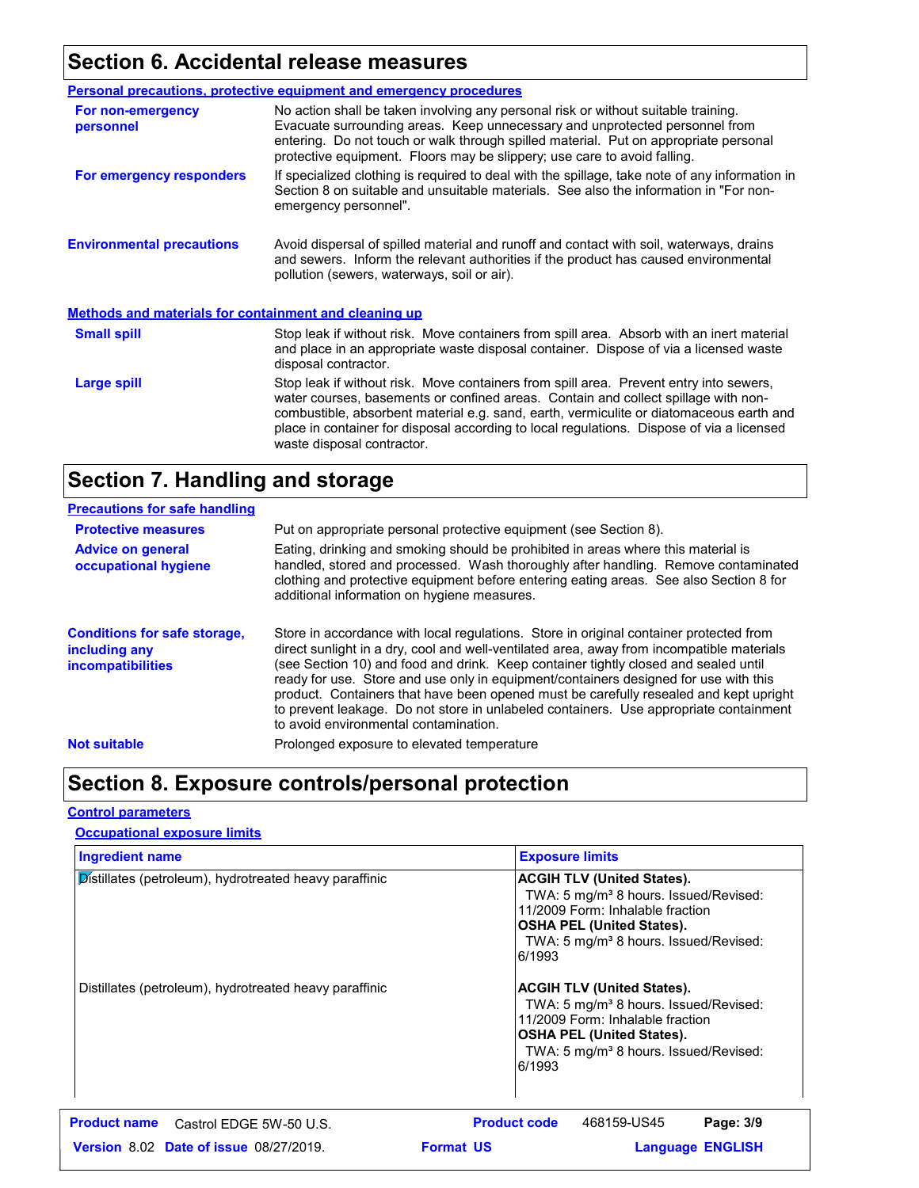## Section 6. Accidental release measures

**Personal precautions, protective equipment and emergency procedures**

**For non-emergency personnel**
No action shall be taken involving any personal risk or without suitable training. Evacuate surrounding areas. Keep unnecessary and unprotected personnel from entering. Do not touch or walk through spilled material. Put on appropriate personal protective equipment. Floors may be slippery; use care to avoid falling.

**For emergency responders**
If specialized clothing is required to deal with the spillage, take note of any information in Section 8 on suitable and unsuitable materials. See also the information in "For non-emergency personnel".

**Environmental precautions**
Avoid dispersal of spilled material and runoff and contact with soil, waterways, drains and sewers. Inform the relevant authorities if the product has caused environmental pollution (sewers, waterways, soil or air).

**Methods and materials for containment and cleaning up**

**Small spill**
Stop leak if without risk. Move containers from spill area. Absorb with an inert material and place in an appropriate waste disposal container. Dispose of via a licensed waste disposal contractor.

**Large spill**
Stop leak if without risk. Move containers from spill area. Prevent entry into sewers, water courses, basements or confined areas. Contain and collect spillage with non-combustible, absorbent material e.g. sand, earth, vermiculite or diatomaceous earth and place in container for disposal according to local regulations. Dispose of via a licensed waste disposal contractor.

## Section 7. Handling and storage

**Precautions for safe handling**

**Protective measures**
Put on appropriate personal protective equipment (see Section 8).

**Advice on general occupational hygiene**
Eating, drinking and smoking should be prohibited in areas where this material is handled, stored and processed. Wash thoroughly after handling. Remove contaminated clothing and protective equipment before entering eating areas. See also Section 8 for additional information on hygiene measures.

**Conditions for safe storage, including any incompatibilities**
Store in accordance with local regulations. Store in original container protected from direct sunlight in a dry, cool and well-ventilated area, away from incompatible materials (see Section 10) and food and drink. Keep container tightly closed and sealed until ready for use. Store and use only in equipment/containers designed for use with this product. Containers that have been opened must be carefully resealed and kept upright to prevent leakage. Do not store in unlabeled containers. Use appropriate containment to avoid environmental contamination.

**Not suitable**
Prolonged exposure to elevated temperature

## Section 8. Exposure controls/personal protection

**Control parameters**

**Occupational exposure limits**

| Ingredient name | Exposure limits |
|---|---|
| Distillates (petroleum), hydrotreated heavy paraffinic | **ACGIH TLV (United States).** TWA: 5 mg/m³ 8 hours. Issued/Revised: 11/2009 Form: Inhalable fraction **OSHA PEL (United States).** TWA: 5 mg/m³ 8 hours. Issued/Revised: 6/1993 |
| Distillates (petroleum), hydrotreated heavy paraffinic | **ACGIH TLV (United States).** TWA: 5 mg/m³ 8 hours. Issued/Revised: 11/2009 Form: Inhalable fraction **OSHA PEL (United States).** TWA: 5 mg/m³ 8 hours. Issued/Revised: 6/1993 |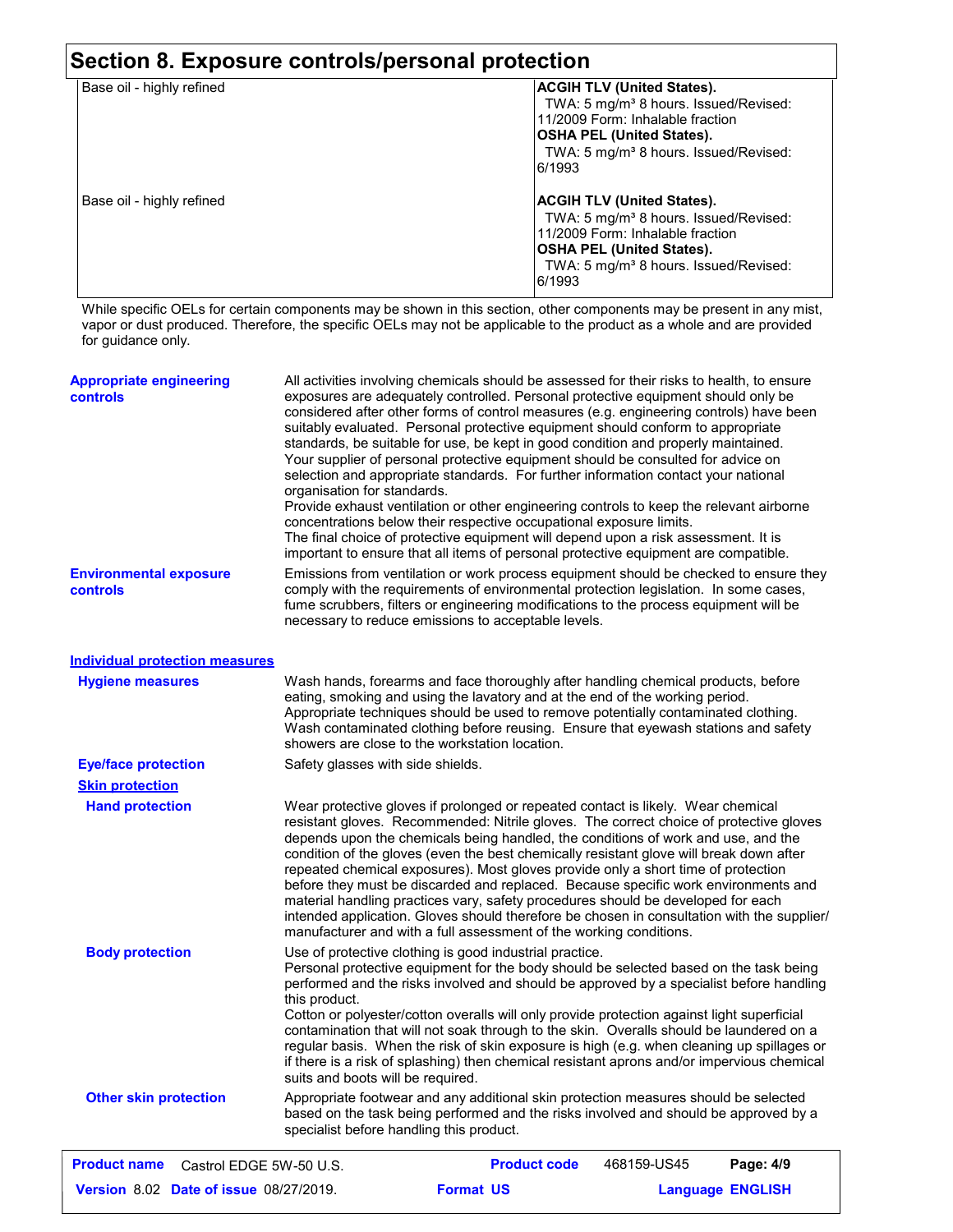## Section 8. Exposure controls/personal protection

| | |
|---|---|
| Base oil - highly refined | **ACGIH TLV (United States).**<br>TWA: 5 mg/m³ 8 hours. Issued/Revised: 11/2009 Form: Inhalable fraction<br>**OSHA PEL (United States).**<br>TWA: 5 mg/m³ 8 hours. Issued/Revised: 6/1993 |
| Base oil - highly refined | **ACGIH TLV (United States).**<br>TWA: 5 mg/m³ 8 hours. Issued/Revised: 11/2009 Form: Inhalable fraction<br>**OSHA PEL (United States).**<br>TWA: 5 mg/m³ 8 hours. Issued/Revised: 6/1993 |

While specific OELs for certain components may be shown in this section, other components may be present in any mist, vapor or dust produced. Therefore, the specific OELs may not be applicable to the product as a whole and are provided for guidance only.

**Appropriate engineering controls**

All activities involving chemicals should be assessed for their risks to health, to ensure exposures are adequately controlled. Personal protective equipment should only be considered after other forms of control measures (e.g. engineering controls) have been suitably evaluated. Personal protective equipment should conform to appropriate standards, be suitable for use, be kept in good condition and properly maintained. Your supplier of personal protective equipment should be consulted for advice on selection and appropriate standards. For further information contact your national organisation for standards.
Provide exhaust ventilation or other engineering controls to keep the relevant airborne concentrations below their respective occupational exposure limits.
The final choice of protective equipment will depend upon a risk assessment. It is important to ensure that all items of personal protective equipment are compatible.

**Environmental exposure controls**

Emissions from ventilation or work process equipment should be checked to ensure they comply with the requirements of environmental protection legislation. In some cases, fume scrubbers, filters or engineering modifications to the process equipment will be necessary to reduce emissions to acceptable levels.

### Individual protection measures

**Hygiene measures**

Wash hands, forearms and face thoroughly after handling chemical products, before eating, smoking and using the lavatory and at the end of the working period. Appropriate techniques should be used to remove potentially contaminated clothing. Wash contaminated clothing before reusing. Ensure that eyewash stations and safety showers are close to the workstation location.

**Eye/face protection**

Safety glasses with side shields.

**Skin protection**

**Hand protection**

Wear protective gloves if prolonged or repeated contact is likely. Wear chemical resistant gloves. Recommended: Nitrile gloves. The correct choice of protective gloves depends upon the chemicals being handled, the conditions of work and use, and the condition of the gloves (even the best chemically resistant glove will break down after repeated chemical exposures). Most gloves provide only a short time of protection before they must be discarded and replaced. Because specific work environments and material handling practices vary, safety procedures should be developed for each intended application. Gloves should therefore be chosen in consultation with the supplier/ manufacturer and with a full assessment of the working conditions.

**Body protection**

Use of protective clothing is good industrial practice.
Personal protective equipment for the body should be selected based on the task being performed and the risks involved and should be approved by a specialist before handling this product.
Cotton or polyester/cotton overalls will only provide protection against light superficial contamination that will not soak through to the skin. Overalls should be laundered on a regular basis. When the risk of skin exposure is high (e.g. when cleaning up spillages or if there is a risk of splashing) then chemical resistant aprons and/or impervious chemical suits and boots will be required.

**Other skin protection**

Appropriate footwear and any additional skin protection measures should be selected based on the task being performed and the risks involved and should be approved by a specialist before handling this product.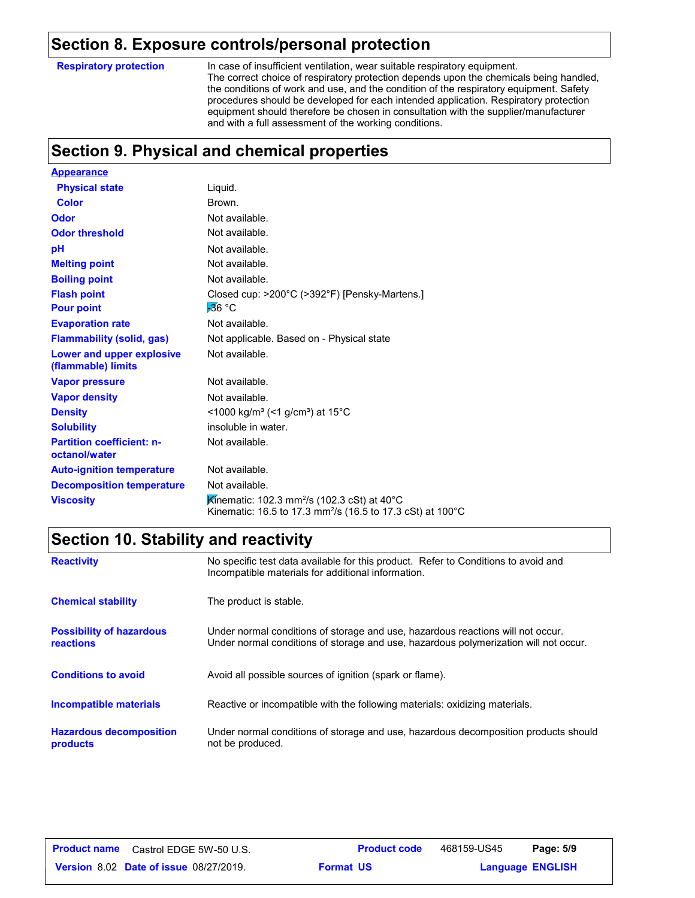## Section 8. Exposure controls/personal protection

| | |
|---|---|
| **Respiratory protection** | In case of insufficient ventilation, wear suitable respiratory equipment. The correct choice of respiratory protection depends upon the chemicals being handled, the conditions of work and use, and the condition of the respiratory equipment. Safety procedures should be developed for each intended application. Respiratory protection equipment should therefore be chosen in consultation with the supplier/manufacturer and with a full assessment of the working conditions. |

## Section 9. Physical and chemical properties

| | |
|---|---|
| **Appearance** | |
| **Physical state** | Liquid. |
| **Color** | Brown. |
| **Odor** | Not available. |
| **Odor threshold** | Not available. |
| **pH** | Not available. |
| **Melting point** | Not available. |
| **Boiling point** | Not available. |
| **Flash point** | Closed cup: >200°C (>392°F) [Pensky-Martens.] |
| **Pour point** | -36 °C |
| **Evaporation rate** | Not available. |
| **Flammability (solid, gas)** | Not applicable. Based on - Physical state |
| **Lower and upper explosive (flammable) limits** | Not available. |
| **Vapor pressure** | Not available. |
| **Vapor density** | Not available. |
| **Density** | <1000 kg/m³ (<1 g/cm³) at 15°C |
| **Solubility** | insoluble in water. |
| **Partition coefficient: n-octanol/water** | Not available. |
| **Auto-ignition temperature** | Not available. |
| **Decomposition temperature** | Not available. |
| **Viscosity** | Kinematic: 102.3 mm²/s (102.3 cSt) at 40°C<br>Kinematic: 16.5 to 17.3 mm²/s (16.5 to 17.3 cSt) at 100°C |

## Section 10. Stability and reactivity

| | |
|---|---|
| **Reactivity** | No specific test data available for this product. Refer to Conditions to avoid and Incompatible materials for additional information. |
| **Chemical stability** | The product is stable. |
| **Possibility of hazardous reactions** | Under normal conditions of storage and use, hazardous reactions will not occur. Under normal conditions of storage and use, hazardous polymerization will not occur. |
| **Conditions to avoid** | Avoid all possible sources of ignition (spark or flame). |
| **Incompatible materials** | Reactive or incompatible with the following materials: oxidizing materials. |
| **Hazardous decomposition products** | Under normal conditions of storage and use, hazardous decomposition products should not be produced. |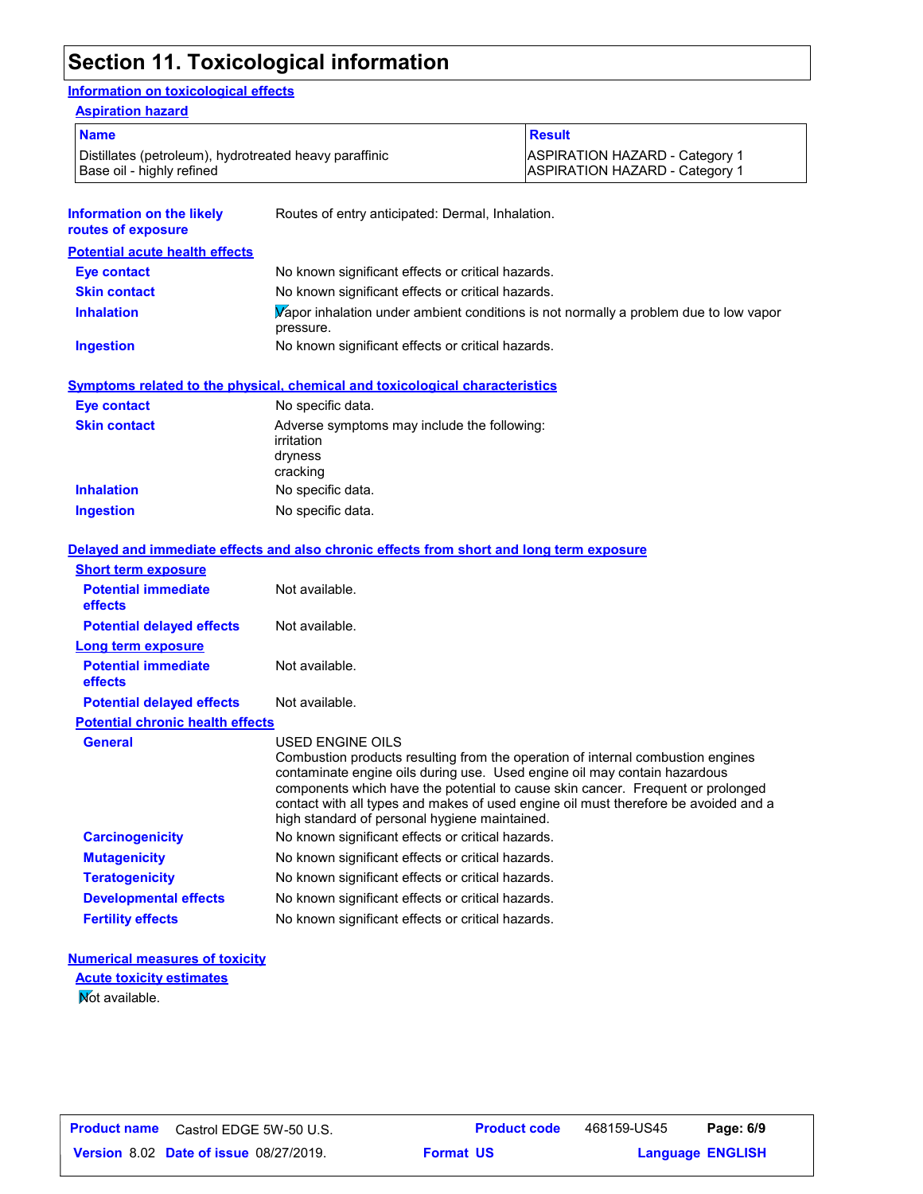# Section 11. Toxicological information

## Information on toxicological effects

### Aspiration hazard

| Name | Result |
| --- | --- |
| Distillates (petroleum), hydrotreated heavy paraffinic | ASPIRATION HAZARD - Category 1 |
| Base oil - highly refined | ASPIRATION HAZARD - Category 1 |

**Information on the likely routes of exposure**: Routes of entry anticipated: Dermal, Inhalation.

### Potential acute health effects

**Eye contact**: No known significant effects or critical hazards.

**Skin contact**: No known significant effects or critical hazards.

**Inhalation**: Vapor inhalation under ambient conditions is not normally a problem due to low vapor pressure.

**Ingestion**: No known significant effects or critical hazards.

### Symptoms related to the physical, chemical and toxicological characteristics

**Eye contact**: No specific data.

**Skin contact**: Adverse symptoms may include the following:
irritation
dryness
cracking

**Inhalation**: No specific data.

**Ingestion**: No specific data.

### Delayed and immediate effects and also chronic effects from short and long term exposure

#### Short term exposure

**Potential immediate effects**: Not available.

**Potential delayed effects**: Not available.

#### Long term exposure

**Potential immediate effects**: Not available.

**Potential delayed effects**: Not available.

#### Potential chronic health effects

**General**: USED ENGINE OILS
Combustion products resulting from the operation of internal combustion engines contaminate engine oils during use. Used engine oil may contain hazardous components which have the potential to cause skin cancer. Frequent or prolonged contact with all types and makes of used engine oil must therefore be avoided and a high standard of personal hygiene maintained.

**Carcinogenicity**: No known significant effects or critical hazards.

**Mutagenicity**: No known significant effects or critical hazards.

**Teratogenicity**: No known significant effects or critical hazards.

**Developmental effects**: No known significant effects or critical hazards.

**Fertility effects**: No known significant effects or critical hazards.

### Numerical measures of toxicity

#### Acute toxicity estimates

Not available.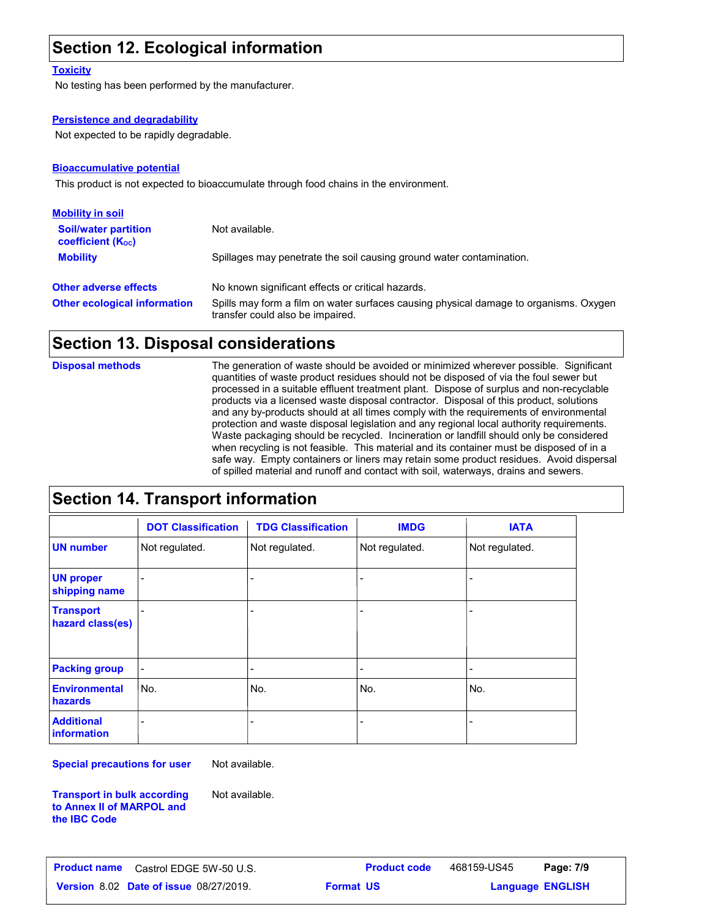## Section 12. Ecological information

### Toxicity

No testing has been performed by the manufacturer.

### Persistence and degradability

Not expected to be rapidly degradable.

### Bioaccumulative potential

This product is not expected to bioaccumulate through food chains in the environment.

### Mobility in soil

**Soil/water partition coefficient ($K_{OC}$)** Not available.

**Mobility** Spillages may penetrate the soil causing ground water contamination.

**Other adverse effects** No known significant effects or critical hazards.

**Other ecological information** Spills may form a film on water surfaces causing physical damage to organisms. Oxygen transfer could also be impaired.

## Section 13. Disposal considerations

**Disposal methods** The generation of waste should be avoided or minimized wherever possible. Significant quantities of waste product residues should not be disposed of via the foul sewer but processed in a suitable effluent treatment plant. Dispose of surplus and non-recyclable products via a licensed waste disposal contractor. Disposal of this product, solutions and any by-products should at all times comply with the requirements of environmental protection and waste disposal legislation and any regional local authority requirements. Waste packaging should be recycled. Incineration or landfill should only be considered when recycling is not feasible. This material and its container must be disposed of in a safe way. Empty containers or liners may retain some product residues. Avoid dispersal of spilled material and runoff and contact with soil, waterways, drains and sewers.

## Section 14. Transport information

| | DOT Classification | TDG Classification | IMDG | IATA |
|---|---|---|---|---|
| UN number | Not regulated. | Not regulated. | Not regulated. | Not regulated. |
| UN proper shipping name | - | - | - | - |
| Transport hazard class(es) | - | - | - | - |
| Packing group | - | - | - | - |
| Environmental hazards | No. | No. | No. | No. |
| Additional information | - | - | - | - |

**Special precautions for user** Not available.

**Transport in bulk according to Annex II of MARPOL and the IBC Code** Not available.

| Product name | Castrol EDGE 5W-50 U.S. | Product code | 468159-US45 |
|---|---|---|---|
| Version 8.02 | Date of issue 08/27/2019. | Format US | Language ENGLISH |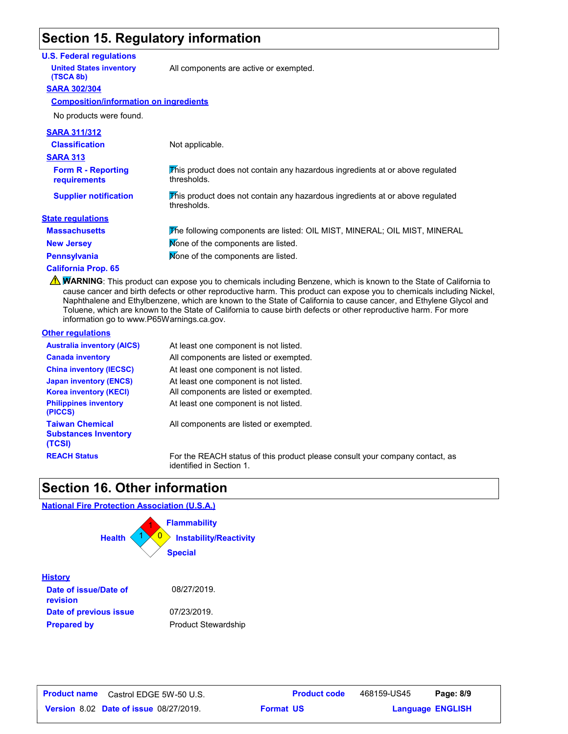## Section 15. Regulatory information

**U.S. Federal regulations**

**United States inventory (TSCA 8b)**: All components are active or exempted.

**SARA 302/304**

**Composition/information on ingredients**

No products were found.

**SARA 311/312**

**Classification**: Not applicable.

**SARA 313**

**Form R - Reporting requirements**: This product does not contain any hazardous ingredients at or above regulated thresholds.

**Supplier notification**: This product does not contain any hazardous ingredients at or above regulated thresholds.

**State regulations**

**Massachusetts**: The following components are listed: OIL MIST, MINERAL; OIL MIST, MINERAL

**New Jersey**: None of the components are listed.

**Pennsylvania**: None of the components are listed.

**California Prop. 65**

⚠ **WARNING**: This product can expose you to chemicals including Benzene, which is known to the State of California to cause cancer and birth defects or other reproductive harm. This product can expose you to chemicals including Nickel, Naphthalene and Ethylbenzene, which are known to the State of California to cause cancer, and Ethylene Glycol and Toluene, which are known to the State of California to cause birth defects or other reproductive harm. For more information go to www.P65Warnings.ca.gov.

**Other regulations**

| | |
|---|---|
| **Australia inventory (AICS)** | At least one component is not listed. |
| **Canada inventory** | All components are listed or exempted. |
| **China inventory (IECSC)** | At least one component is not listed. |
| **Japan inventory (ENCS)** | At least one component is not listed. |
| **Korea inventory (KECI)** | All components are listed or exempted. |
| **Philippines inventory (PICCS)** | At least one component is not listed. |
| **Taiwan Chemical Substances Inventory (TCSI)** | All components are listed or exempted. |
| **REACH Status** | For the REACH status of this product please consult your company contact, as identified in Section 1. |

## Section 16. Other information

**National Fire Protection Association (U.S.A.)**

Health: 1
Flammability: 1
Instability/Reactivity: 0
Special:

**History**

**Date of issue/Date of revision**: 08/27/2019.

**Date of previous issue**: 07/23/2019.

**Prepared by**: Product Stewardship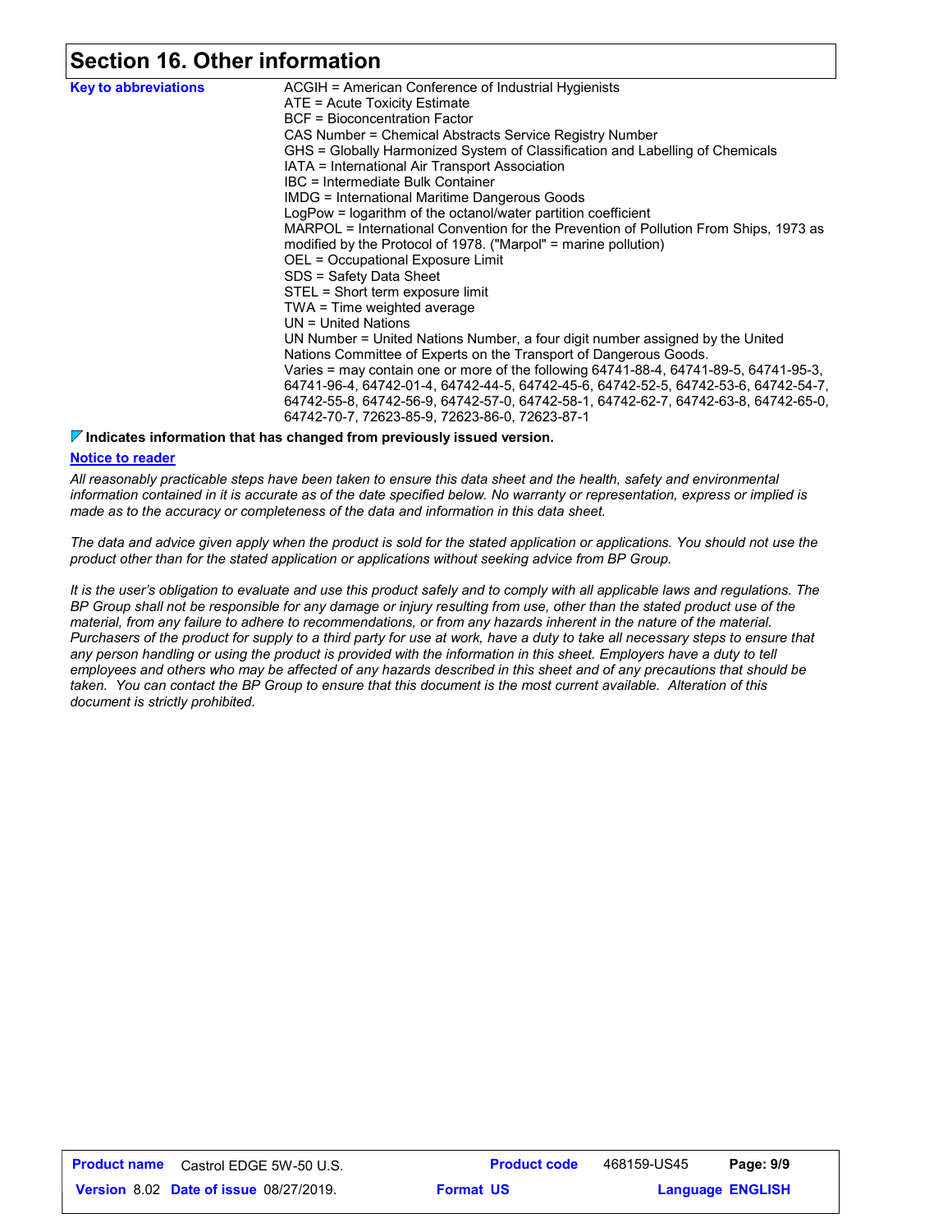## Section 16. Other information

**Key to abbreviations**

ACGIH = American Conference of Industrial Hygienists
ATE = Acute Toxicity Estimate
BCF = Bioconcentration Factor
CAS Number = Chemical Abstracts Service Registry Number
GHS = Globally Harmonized System of Classification and Labelling of Chemicals
IATA = International Air Transport Association
IBC = Intermediate Bulk Container
IMDG = International Maritime Dangerous Goods
LogPow = logarithm of the octanol/water partition coefficient
MARPOL = International Convention for the Prevention of Pollution From Ships, 1973 as modified by the Protocol of 1978. ("Marpol" = marine pollution)
OEL = Occupational Exposure Limit
SDS = Safety Data Sheet
STEL = Short term exposure limit
TWA = Time weighted average
UN = United Nations
UN Number = United Nations Number, a four digit number assigned by the United Nations Committee of Experts on the Transport of Dangerous Goods.
Varies = may contain one or more of the following 64741-88-4, 64741-89-5, 64741-95-3, 64741-96-4, 64742-01-4, 64742-44-5, 64742-45-6, 64742-52-5, 64742-53-6, 64742-54-7, 64742-55-8, 64742-56-9, 64742-57-0, 64742-58-1, 64742-62-7, 64742-63-8, 64742-65-0, 64742-70-7, 72623-85-9, 72623-86-0, 72623-87-1

**Indicates information that has changed from previously issued version.**

**Notice to reader**

*All reasonably practicable steps have been taken to ensure this data sheet and the health, safety and environmental information contained in it is accurate as of the date specified below. No warranty or representation, express or implied is made as to the accuracy or completeness of the data and information in this data sheet.*

*The data and advice given apply when the product is sold for the stated application or applications. You should not use the product other than for the stated application or applications without seeking advice from BP Group.*

*It is the user's obligation to evaluate and use this product safely and to comply with all applicable laws and regulations. The BP Group shall not be responsible for any damage or injury resulting from use, other than the stated product use of the material, from any failure to adhere to recommendations, or from any hazards inherent in the nature of the material. Purchasers of the product for supply to a third party for use at work, have a duty to take all necessary steps to ensure that any person handling or using the product is provided with the information in this sheet. Employers have a duty to tell employees and others who may be affected of any hazards described in this sheet and of any precautions that should be taken. You can contact the BP Group to ensure that this document is the most current available. Alteration of this document is strictly prohibited.*

| | | | |
|---|---|---|---|
| **Product name** Castrol EDGE 5W-50 U.S. | **Product code** 468159-US45 | | |
| **Version** 8.02 **Date of issue** 08/27/2019. | **Format** US | **Language** ENGLISH | |